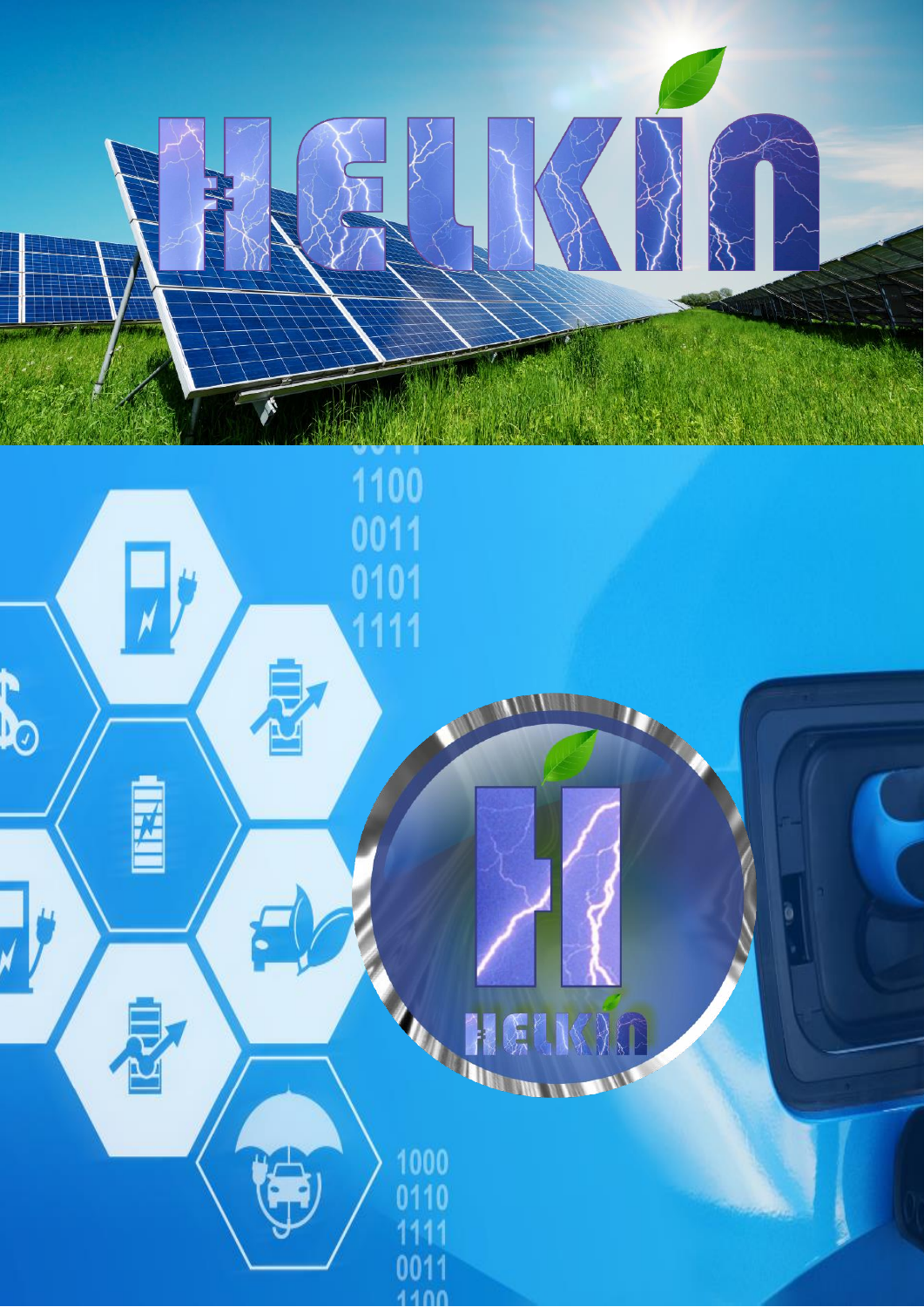# HELKIN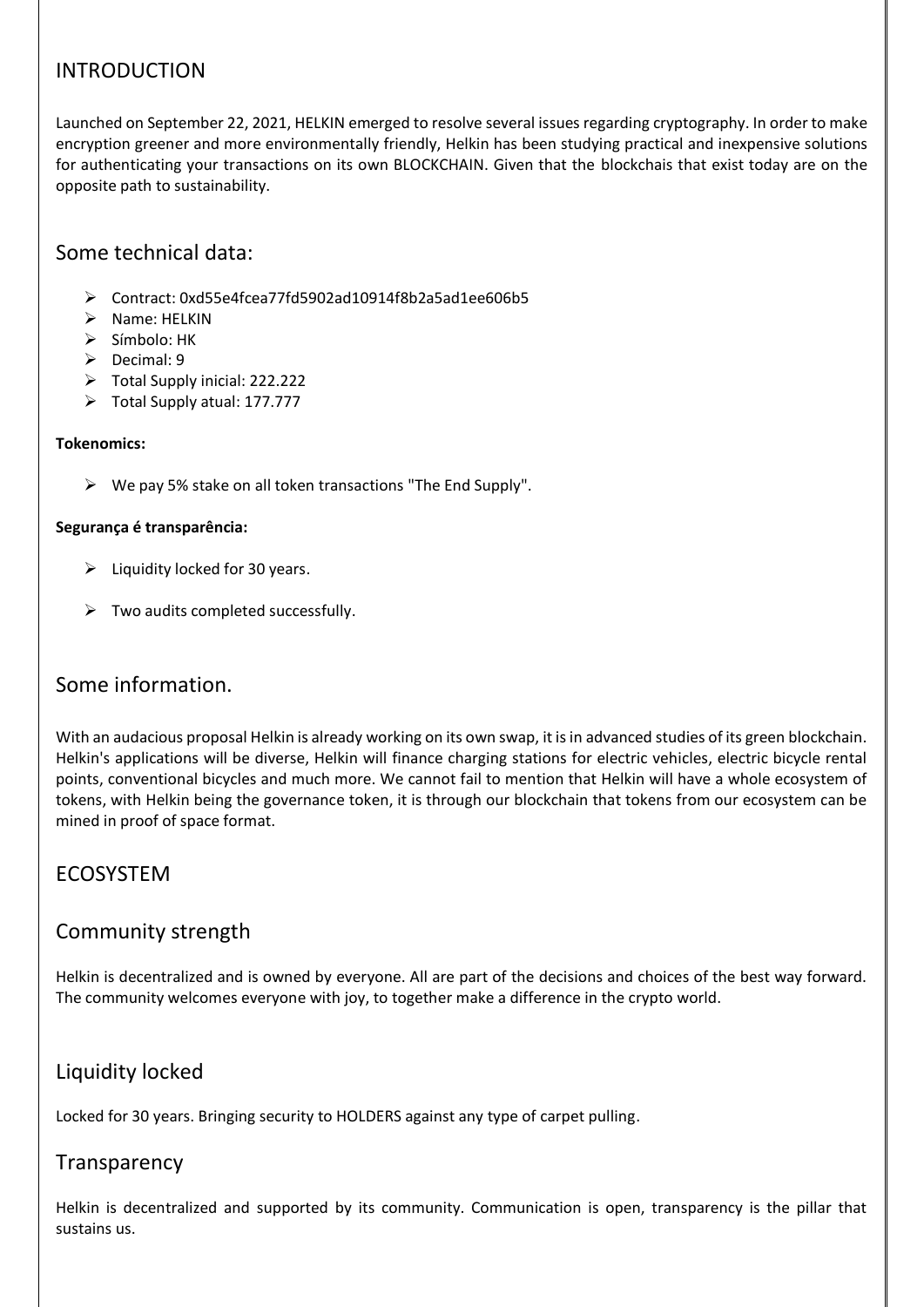## INTRODUCTION

Launched on September 22, 2021, HELKIN emerged to resolve several issues regarding cryptography. In order to make encryption greener and more environmentally friendly, Helkin has been studying practical and inexpensive solutions for authenticating your transactions on its own BLOCKCHAIN. Given that the blockchais that exist today are on the opposite path to sustainability.

## Some technical data:

- Contract: 0xd55e4fcea77fd5902ad10914f8b2a5ad1ee606b5
- Name: HELKIN
- Símbolo: HK
- Decimal: 9
- Total Supply inicial: 222.222
- Total Supply atual: 177.777

**Tokenomics:**

- We pay 5% stake on all token transactions "The End Supply".

**Segurança é transparência:**

- Liquidity locked for 30 years.
- Two audits completed successfully.

## Some information.

With an audacious proposal Helkin is already working on its own swap, it is in advanced studies of its green blockchain. Helkin's applications will be diverse, Helkin will finance charging stations for electric vehicles, electric bicycle rental points, conventional bicycles and much more. We cannot fail to mention that Helkin will have a whole ecosystem of tokens, with Helkin being the governance token, it is through our blockchain that tokens from our ecosystem can be mined in proof of space format.

## ECOSYSTEM

## Community strength

Helkin is decentralized and is owned by everyone. All are part of the decisions and choices of the best way forward. The community welcomes everyone with joy, to together make a difference in the crypto world.

## Liquidity locked

Locked for 30 years. Bringing security to HOLDERS against any type of carpet pulling.

## Transparency

Helkin is decentralized and supported by its community. Communication is open, transparency is the pillar that sustains us.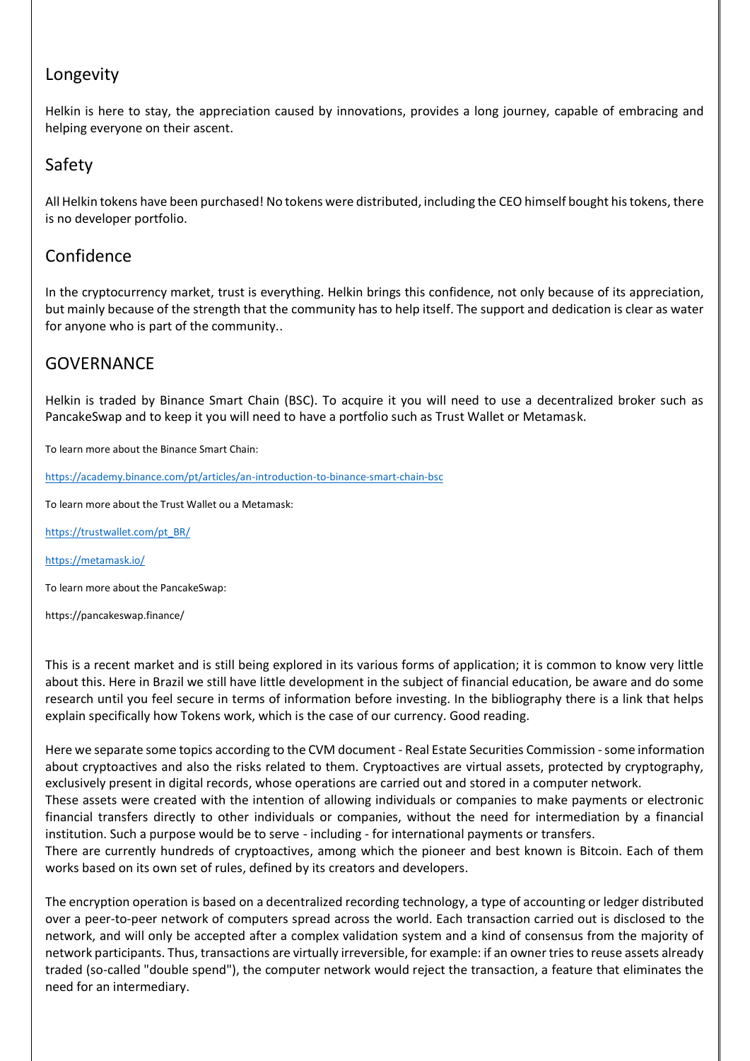## Longevity

Helkin is here to stay, the appreciation caused by innovations, provides a long journey, capable of embracing and helping everyone on their ascent.

## Safety

All Helkin tokens have been purchased! No tokens were distributed, including the CEO himself bought his tokens, there is no developer portfolio.

## Confidence

In the cryptocurrency market, trust is everything. Helkin brings this confidence, not only because of its appreciation, but mainly because of the strength that the community has to help itself. The support and dedication is clear as water for anyone who is part of the community..

## GOVERNANCE

Helkin is traded by Binance Smart Chain (BSC). To acquire it you will need to use a decentralized broker such as PancakeSwap and to keep it you will need to have a portfolio such as Trust Wallet or Metamask.

To learn more about the Binance Smart Chain:

https://academy.binance.com/pt/articles/an-introduction-to-binance-smart-chain-bsc

To learn more about the Trust Wallet ou a Metamask:

https://trustwallet.com/pt_BR/

https://metamask.io/

To learn more about the PancakeSwap:

https://pancakeswap.finance/

This is a recent market and is still being explored in its various forms of application; it is common to know very little about this. Here in Brazil we still have little development in the subject of financial education, be aware and do some research until you feel secure in terms of information before investing. In the bibliography there is a link that helps explain specifically how Tokens work, which is the case of our currency. Good reading.

Here we separate some topics according to the CVM document - Real Estate Securities Commission - some information about cryptoactives and also the risks related to them. Cryptoactives are virtual assets, protected by cryptography, exclusively present in digital records, whose operations are carried out and stored in a computer network.
These assets were created with the intention of allowing individuals or companies to make payments or electronic financial transfers directly to other individuals or companies, without the need for intermediation by a financial institution. Such a purpose would be to serve - including - for international payments or transfers.
There are currently hundreds of cryptoactives, among which the pioneer and best known is Bitcoin. Each of them works based on its own set of rules, defined by its creators and developers.

The encryption operation is based on a decentralized recording technology, a type of accounting or ledger distributed over a peer-to-peer network of computers spread across the world. Each transaction carried out is disclosed to the network, and will only be accepted after a complex validation system and a kind of consensus from the majority of network participants. Thus, transactions are virtually irreversible, for example: if an owner tries to reuse assets already traded (so-called "double spend"), the computer network would reject the transaction, a feature that eliminates the need for an intermediary.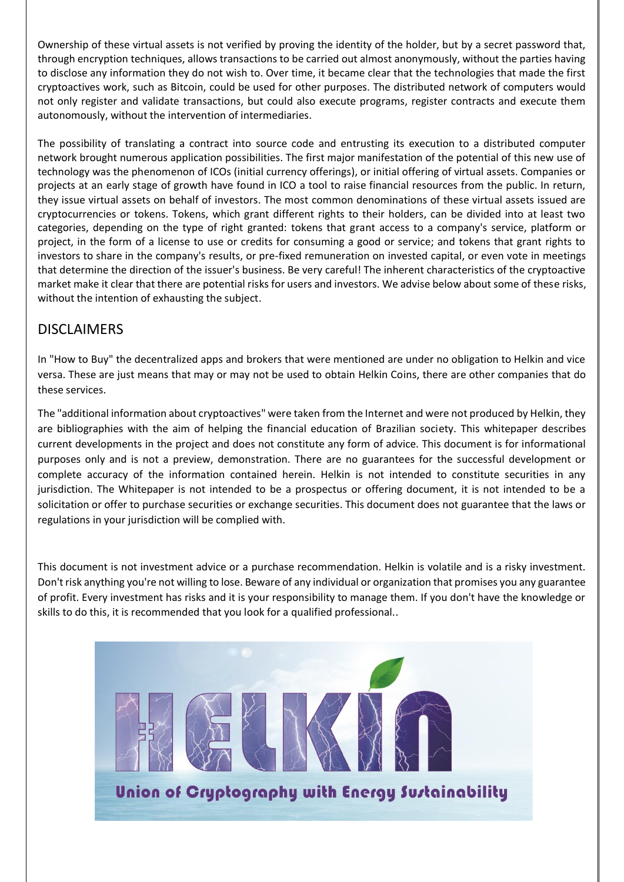Ownership of these virtual assets is not verified by proving the identity of the holder, but by a secret password that, through encryption techniques, allows transactions to be carried out almost anonymously, without the parties having to disclose any information they do not wish to. Over time, it became clear that the technologies that made the first cryptoactives work, such as Bitcoin, could be used for other purposes. The distributed network of computers would not only register and validate transactions, but could also execute programs, register contracts and execute them autonomously, without the intervention of intermediaries.

The possibility of translating a contract into source code and entrusting its execution to a distributed computer network brought numerous application possibilities. The first major manifestation of the potential of this new use of technology was the phenomenon of ICOs (initial currency offerings), or initial offering of virtual assets. Companies or projects at an early stage of growth have found in ICO a tool to raise financial resources from the public. In return, they issue virtual assets on behalf of investors. The most common denominations of these virtual assets issued are cryptocurrencies or tokens. Tokens, which grant different rights to their holders, can be divided into at least two categories, depending on the type of right granted: tokens that grant access to a company's service, platform or project, in the form of a license to use or credits for consuming a good or service; and tokens that grant rights to investors to share in the company's results, or pre-fixed remuneration on invested capital, or even vote in meetings that determine the direction of the issuer's business. Be very careful! The inherent characteristics of the cryptoactive market make it clear that there are potential risks for users and investors. We advise below about some of these risks, without the intention of exhausting the subject.

## DISCLAIMERS

In "How to Buy" the decentralized apps and brokers that were mentioned are under no obligation to Helkin and vice versa. These are just means that may or may not be used to obtain Helkin Coins, there are other companies that do these services.

The "additional information about cryptoactives" were taken from the Internet and were not produced by Helkin, they are bibliographies with the aim of helping the financial education of Brazilian society. This whitepaper describes current developments in the project and does not constitute any form of advice. This document is for informational purposes only and is not a preview, demonstration. There are no guarantees for the successful development or complete accuracy of the information contained herein. Helkin is not intended to constitute securities in any jurisdiction. The Whitepaper is not intended to be a prospectus or offering document, it is not intended to be a solicitation or offer to purchase securities or exchange securities. This document does not guarantee that the laws or regulations in your jurisdiction will be complied with.

This document is not investment advice or a purchase recommendation. Helkin is volatile and is a risky investment. Don't risk anything you're not willing to lose. Beware of any individual or organization that promises you any guarantee of profit. Every investment has risks and it is your responsibility to manage them. If you don't have the knowledge or skills to do this, it is recommended that you look for a qualified professional..

HELKIN

Union of Cryptography with Energy Sustainability